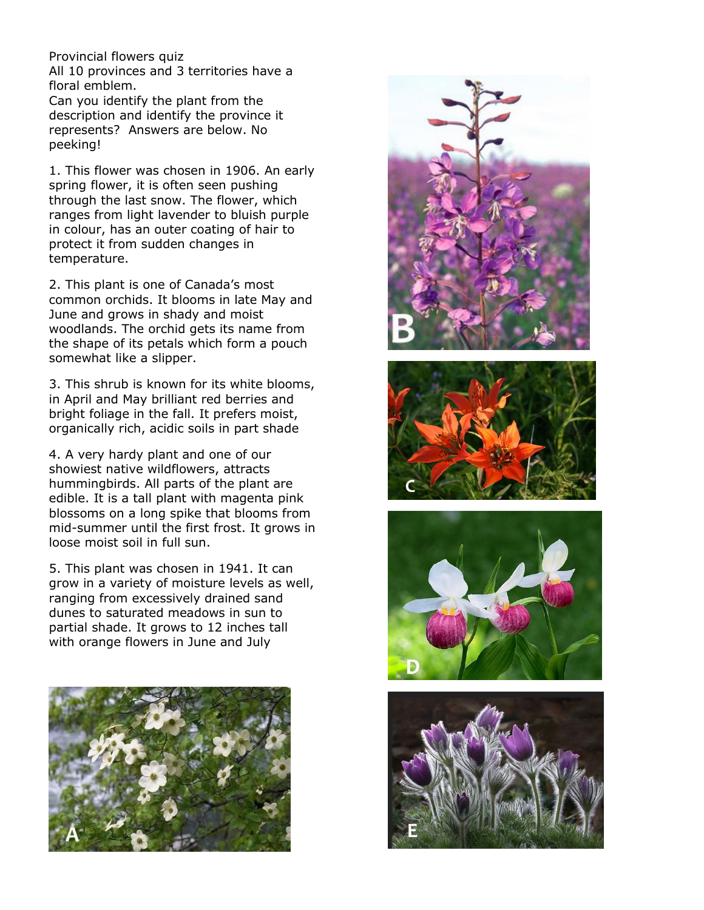Provincial flowers quiz
All 10 provinces and 3 territories have a floral emblem.
Can you identify the plant from the description and identify the province it represents? Answers are below. No peeking!

1. This flower was chosen in 1906. An early spring flower, it is often seen pushing through the last snow. The flower, which ranges from light lavender to bluish purple in colour, has an outer coating of hair to protect it from sudden changes in temperature.

2. This plant is one of Canada's most common orchids. It blooms in late May and June and grows in shady and moist woodlands. The orchid gets its name from the shape of its petals which form a pouch somewhat like a slipper.

3. This shrub is known for its white blooms, in April and May brilliant red berries and bright foliage in the fall. It prefers moist, organically rich, acidic soils in part shade

4. A very hardy plant and one of our showiest native wildflowers, attracts hummingbirds. All parts of the plant are edible. It is a tall plant with magenta pink blossoms on a long spike that blooms from mid-summer until the first frost. It grows in loose moist soil in full sun.

5. This plant was chosen in 1941. It can grow in a variety of moisture levels as well, ranging from excessively drained sand dunes to saturated meadows in sun to partial shade. It grows to 12 inches tall with orange flowers in June and July

A

B

C

D

E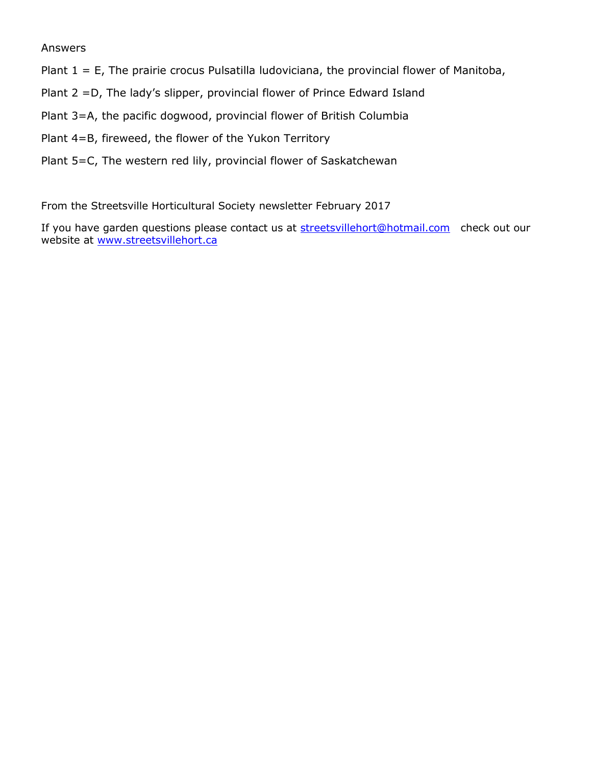Answers

Plant 1 = E, The prairie crocus Pulsatilla ludoviciana, the provincial flower of Manitoba,

Plant 2 =D, The lady's slipper, provincial flower of Prince Edward Island

Plant 3=A, the pacific dogwood, provincial flower of British Columbia

Plant 4=B, fireweed, the flower of the Yukon Territory

Plant 5=C, The western red lily, provincial flower of Saskatchewan

From the Streetsville Horticultural Society newsletter February 2017

If you have garden questions please contact us at streetsvillehort@hotmail.com check out our website at www.streetsvillehort.ca